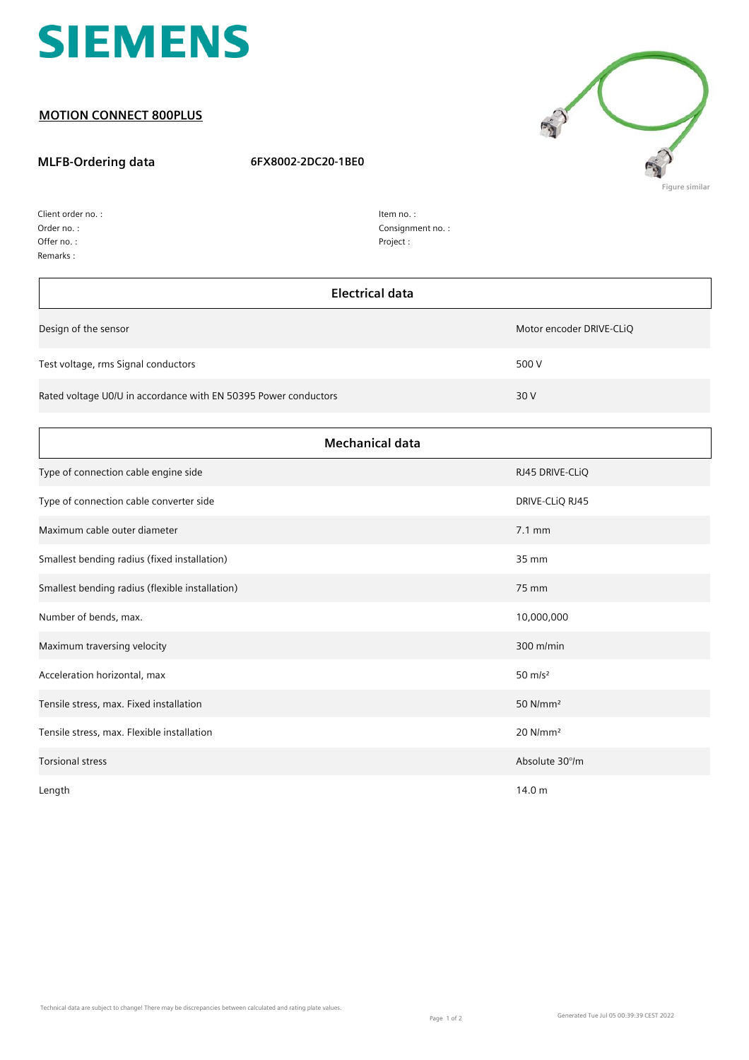# SIEMENS

## MOTION CONNECT 800PLUS

**MLFB-Ordering data** **6FX8002-2DC20-1BE0**

Figure similar

Client order no. :
Order no. :
Offer no. :
Remarks :

Item no. :
Consignment no. :
Project :

| Electrical data | |
|---|---|
| Design of the sensor | Motor encoder DRIVE-CLiQ |
| Test voltage, rms Signal conductors | 500 V |
| Rated voltage U0/U in accordance with EN 50395 Power conductors | 30 V |

| Mechanical data | |
|---|---|
| Type of connection cable engine side | RJ45 DRIVE-CLiQ |
| Type of connection cable converter side | DRIVE-CLiQ RJ45 |
| Maximum cable outer diameter | 7.1 mm |
| Smallest bending radius (fixed installation) | 35 mm |
| Smallest bending radius (flexible installation) | 75 mm |
| Number of bends, max. | 10,000,000 |
| Maximum traversing velocity | 300 m/min |
| Acceleration horizontal, max | 50 m/s² |
| Tensile stress, max. Fixed installation | 50 N/mm² |
| Tensile stress, max. Flexible installation | 20 N/mm² |
| Torsional stress | Absolute 30°/m |
| Length | 14.0 m |

Technical data are subject to change! There may be discrepancies between calculated and rating plate values.

Generated Tue Jul 05 00:39:39 CEST 2022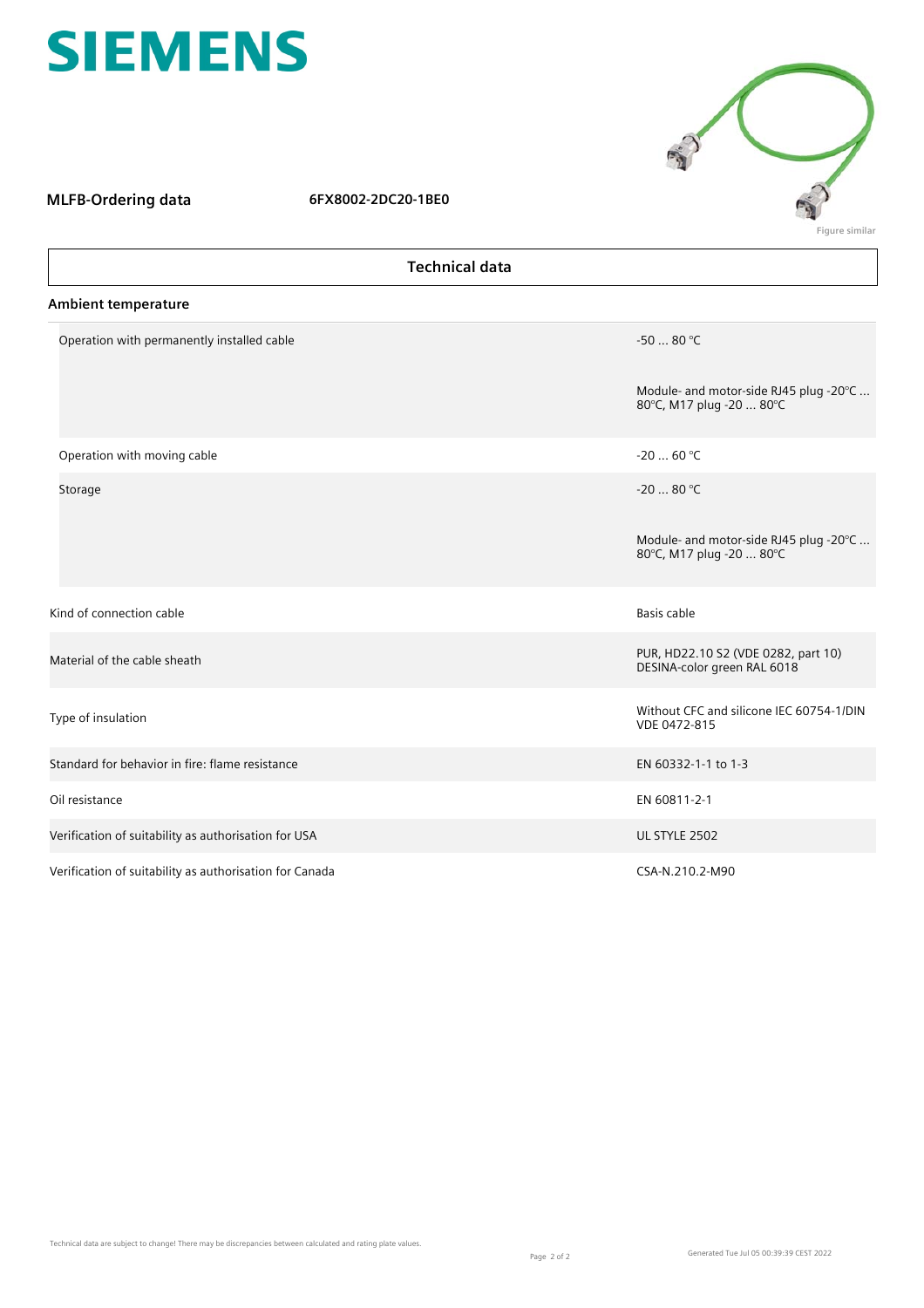# SIEMENS

**MLFB-Ordering data** 6FX8002-2DC20-1BE0

Figure similar

## Technical data

### Ambient temperature

| | |
|---|---|
| Operation with permanently installed cable | -50 ... 80 °C<br><br>Module- and motor-side RJ45 plug -20°C ... 80°C, M17 plug -20 ... 80°C |
| Operation with moving cable | -20 ... 60 °C |
| Storage | -20 ... 80 °C<br><br>Module- and motor-side RJ45 plug -20°C ... 80°C, M17 plug -20 ... 80°C |

| | |
|---|---|
| Kind of connection cable | Basis cable |
| Material of the cable sheath | PUR, HD22.10 S2 (VDE 0282, part 10) DESINA-color green RAL 6018 |
| Type of insulation | Without CFC and silicone IEC 60754-1/DIN VDE 0472-815 |
| Standard for behavior in fire: flame resistance | EN 60332-1-1 to 1-3 |
| Oil resistance | EN 60811-2-1 |
| Verification of suitability as authorisation for USA | UL STYLE 2502 |
| Verification of suitability as authorisation for Canada | CSA-N.210.2-M90 |

Technical data are subject to change! There may be discrepancies between calculated and rating plate values.

Generated Tue Jul 05 00:39:39 CEST 2022